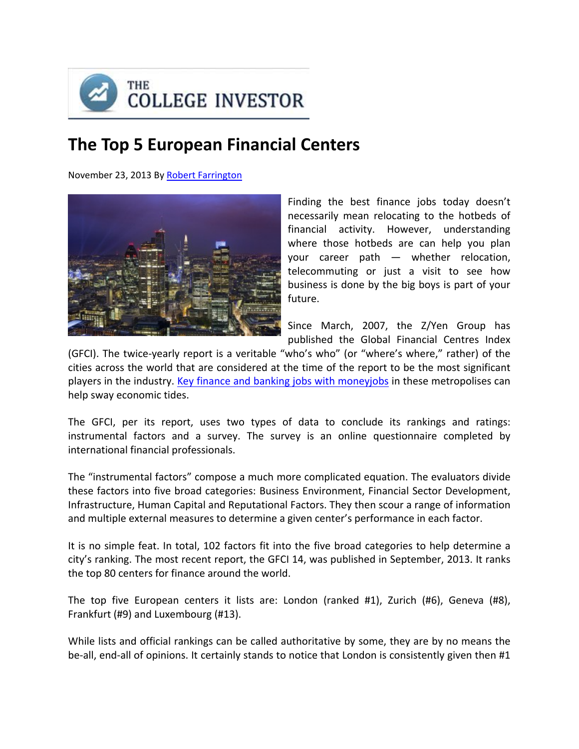THE COLLEGE INVESTOR

# The Top 5 European Financial Centers

November 23, 2013 By [Robert Farrington]

Finding the best finance jobs today doesn't necessarily mean relocating to the hotbeds of financial activity. However, understanding where those hotbeds are can help you plan your career path — whether relocation, telecommuting or just a visit to see how business is done by the big boys is part of your future.

Since March, 2007, the Z/Yen Group has published the Global Financial Centres Index (GFCI). The twice-yearly report is a veritable "who's who" (or "where's where," rather) of the cities across the world that are considered at the time of the report to be the most significant players in the industry. [Key finance and banking jobs with moneyjobs] in these metropolises can help sway economic tides.

The GFCI, per its report, uses two types of data to conclude its rankings and ratings: instrumental factors and a survey. The survey is an online questionnaire completed by international financial professionals.

The "instrumental factors" compose a much more complicated equation. The evaluators divide these factors into five broad categories: Business Environment, Financial Sector Development, Infrastructure, Human Capital and Reputational Factors. They then scour a range of information and multiple external measures to determine a given center's performance in each factor.

It is no simple feat. In total, 102 factors fit into the five broad categories to help determine a city's ranking. The most recent report, the GFCI 14, was published in September, 2013. It ranks the top 80 centers for finance around the world.

The top five European centers it lists are: London (ranked #1), Zurich (#6), Geneva (#8), Frankfurt (#9) and Luxembourg (#13).

While lists and official rankings can be called authoritative by some, they are by no means the be-all, end-all of opinions. It certainly stands to notice that London is consistently given then #1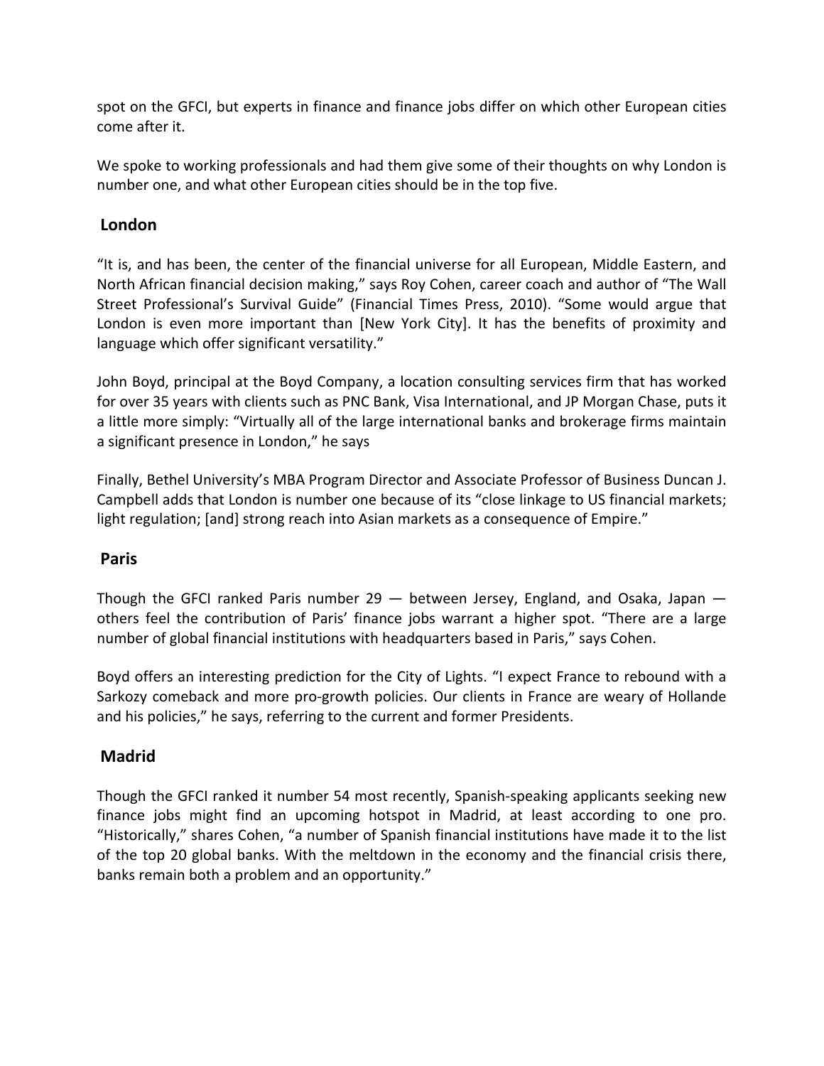spot on the GFCI, but experts in finance and finance jobs differ on which other European cities come after it.

We spoke to working professionals and had them give some of their thoughts on why London is number one, and what other European cities should be in the top five.

## London

"It is, and has been, the center of the financial universe for all European, Middle Eastern, and North African financial decision making," says Roy Cohen, career coach and author of "The Wall Street Professional's Survival Guide" (Financial Times Press, 2010). "Some would argue that London is even more important than [New York City]. It has the benefits of proximity and language which offer significant versatility."

John Boyd, principal at the Boyd Company, a location consulting services firm that has worked for over 35 years with clients such as PNC Bank, Visa International, and JP Morgan Chase, puts it a little more simply: "Virtually all of the large international banks and brokerage firms maintain a significant presence in London," he says

Finally, Bethel University's MBA Program Director and Associate Professor of Business Duncan J. Campbell adds that London is number one because of its "close linkage to US financial markets; light regulation; [and] strong reach into Asian markets as a consequence of Empire."

## Paris

Though the GFCI ranked Paris number 29 — between Jersey, England, and Osaka, Japan — others feel the contribution of Paris' finance jobs warrant a higher spot. "There are a large number of global financial institutions with headquarters based in Paris," says Cohen.

Boyd offers an interesting prediction for the City of Lights. "I expect France to rebound with a Sarkozy comeback and more pro-growth policies. Our clients in France are weary of Hollande and his policies," he says, referring to the current and former Presidents.

## Madrid

Though the GFCI ranked it number 54 most recently, Spanish-speaking applicants seeking new finance jobs might find an upcoming hotspot in Madrid, at least according to one pro. "Historically," shares Cohen, "a number of Spanish financial institutions have made it to the list of the top 20 global banks. With the meltdown in the economy and the financial crisis there, banks remain both a problem and an opportunity."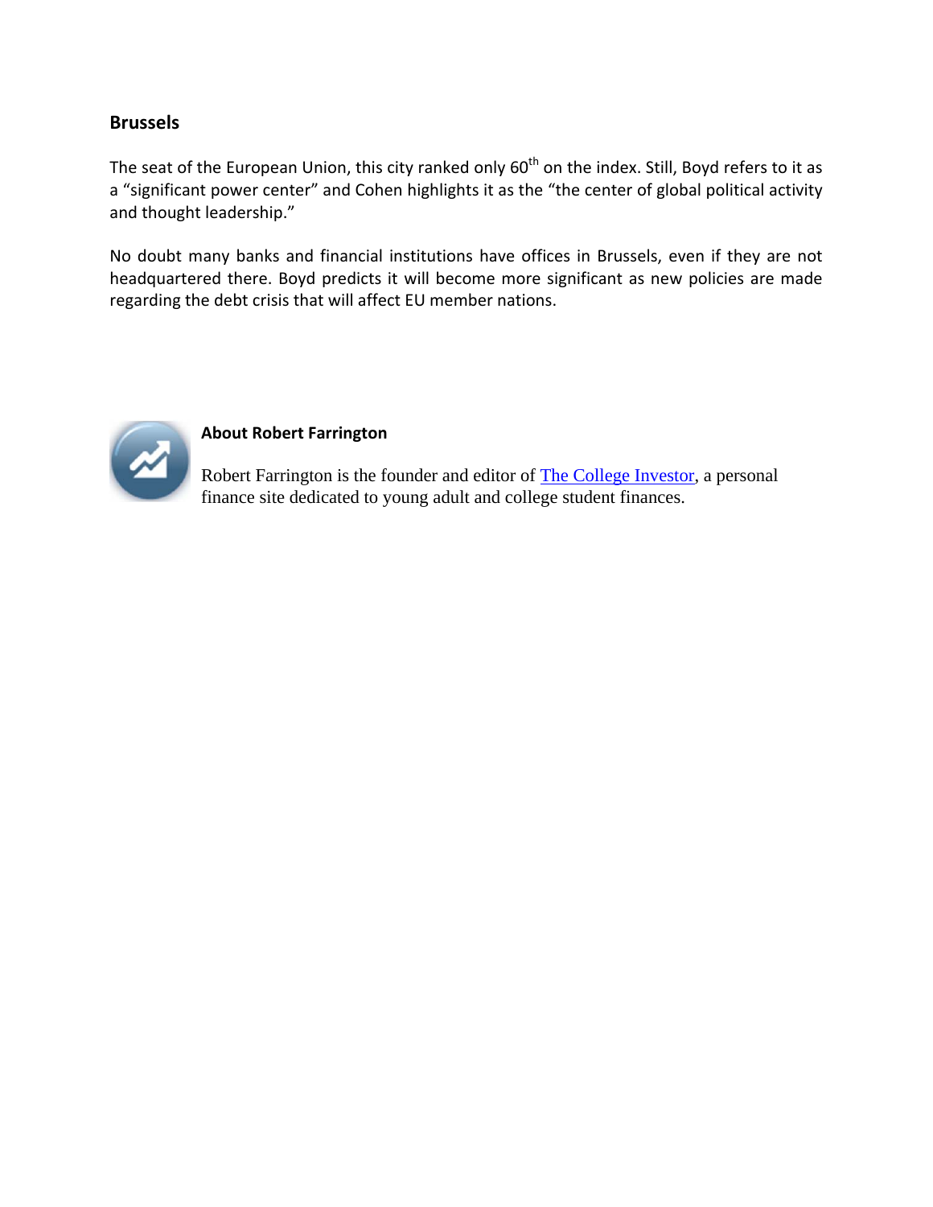## Brussels

The seat of the European Union, this city ranked only 60th on the index. Still, Boyd refers to it as a "significant power center" and Cohen highlights it as the "the center of global political activity and thought leadership."

No doubt many banks and financial institutions have offices in Brussels, even if they are not headquartered there. Boyd predicts it will become more significant as new policies are made regarding the debt crisis that will affect EU member nations.

**About Robert Farrington**

Robert Farrington is the founder and editor of The College Investor, a personal finance site dedicated to young adult and college student finances.